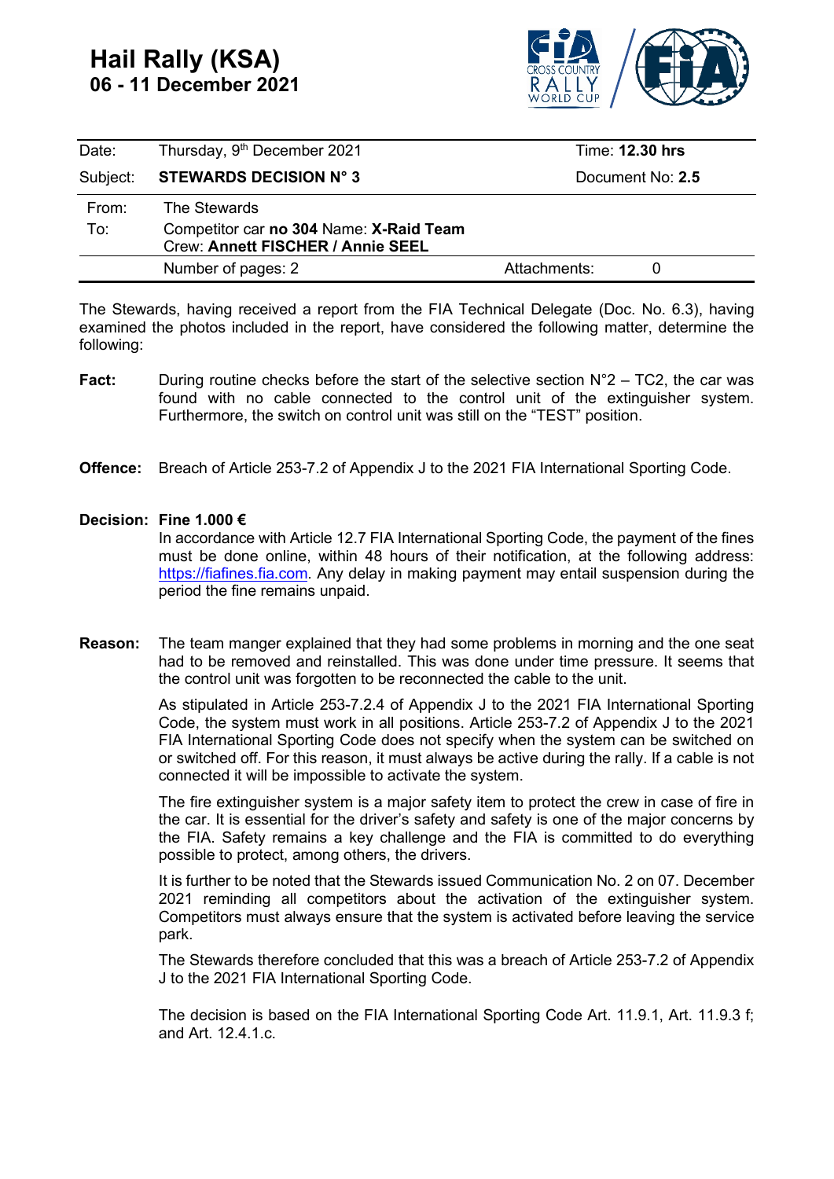# Hail Rally (KSA)
## 06 - 11 December 2021

| Date: | Thursday, 9th December 2021 | Time: **12.30 hrs** |
|---|---|---|
| Subject: | **STEWARDS DECISION N° 3** | Document No: **2.5** |
| From: | The Stewards | |
| To: | Competitor car **no 304** Name: **X-Raid Team**<br>Crew: **Annett FISCHER / Annie SEEL** | |
| | Number of pages: 2 | Attachments: 0 |

The Stewards, having received a report from the FIA Technical Delegate (Doc. No. 6.3), having examined the photos included in the report, have considered the following matter, determine the following:

**Fact:** During routine checks before the start of the selective section N°2 – TC2, the car was found with no cable connected to the control unit of the extinguisher system. Furthermore, the switch on control unit was still on the "TEST" position.

**Offence:** Breach of Article 253-7.2 of Appendix J to the 2021 FIA International Sporting Code.

**Decision: Fine 1.000 €**

In accordance with Article 12.7 FIA International Sporting Code, the payment of the fines must be done online, within 48 hours of their notification, at the following address: https://fiafines.fia.com. Any delay in making payment may entail suspension during the period the fine remains unpaid.

**Reason:** The team manger explained that they had some problems in morning and the one seat had to be removed and reinstalled. This was done under time pressure. It seems that the control unit was forgotten to be reconnected the cable to the unit.

As stipulated in Article 253-7.2.4 of Appendix J to the 2021 FIA International Sporting Code, the system must work in all positions. Article 253-7.2 of Appendix J to the 2021 FIA International Sporting Code does not specify when the system can be switched on or switched off. For this reason, it must always be active during the rally. If a cable is not connected it will be impossible to activate the system.

The fire extinguisher system is a major safety item to protect the crew in case of fire in the car. It is essential for the driver's safety and safety is one of the major concerns by the FIA. Safety remains a key challenge and the FIA is committed to do everything possible to protect, among others, the drivers.

It is further to be noted that the Stewards issued Communication No. 2 on 07. December 2021 reminding all competitors about the activation of the extinguisher system. Competitors must always ensure that the system is activated before leaving the service park.

The Stewards therefore concluded that this was a breach of Article 253-7.2 of Appendix J to the 2021 FIA International Sporting Code.

The decision is based on the FIA International Sporting Code Art. 11.9.1, Art. 11.9.3 f; and Art. 12.4.1.c.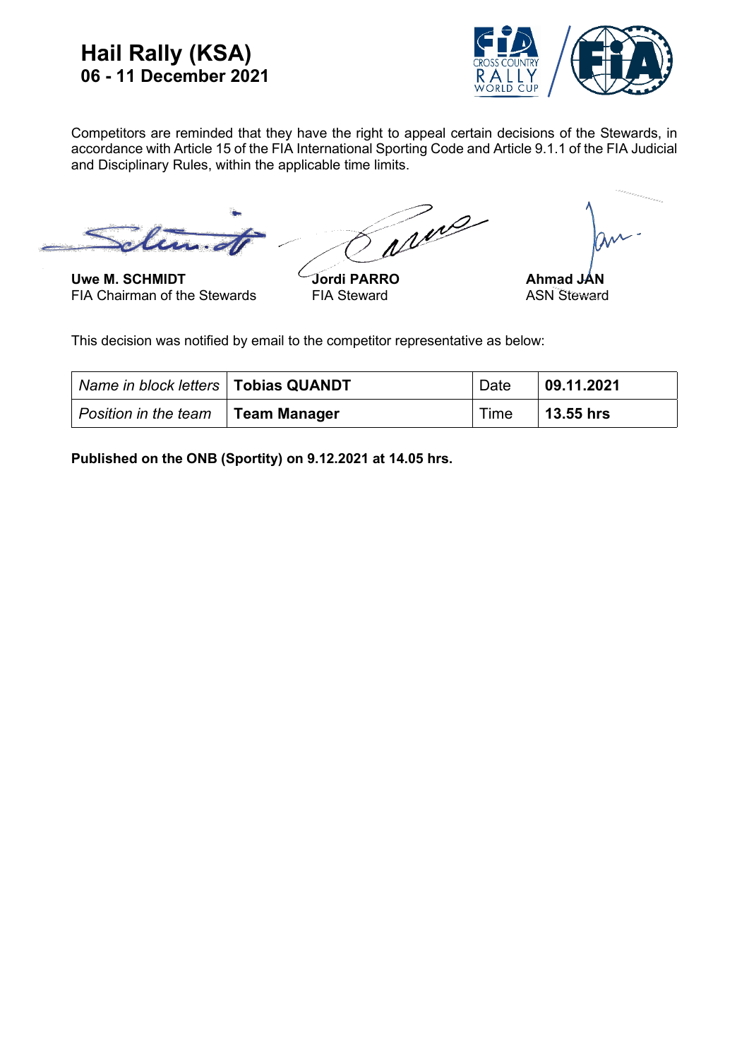# Hail Rally (KSA)
## 06 - 11 December 2021

Competitors are reminded that they have the right to appeal certain decisions of the Stewards, in accordance with Article 15 of the FIA International Sporting Code and Article 9.1.1 of the FIA Judicial and Disciplinary Rules, within the applicable time limits.

| Uwe M. SCHMIDT | Jordi PARRO | Ahmad JAN |
|---|---|---|
| FIA Chairman of the Stewards | FIA Steward | ASN Steward |

This decision was notified by email to the competitor representative as below:

| | | | |
|---|---|---|---|
| *Name in block letters* | **Tobias QUANDT** | Date | **09.11.2021** |
| *Position in the team* | **Team Manager** | Time | **13.55 hrs** |

**Published on the ONB (Sportity) on 9.12.2021 at 14.05 hrs.**